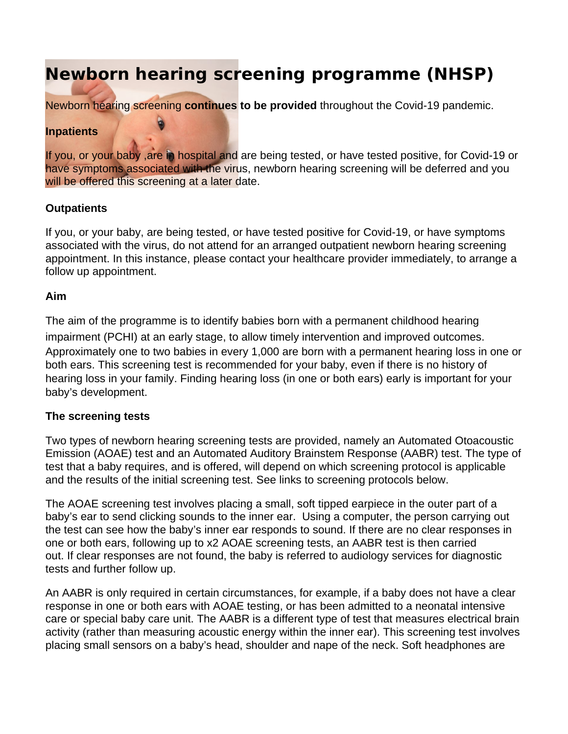# Newborn hearing screening programme (NHSP)

Newborn hearing screening **continues to be provided** throughout the Covid-19 pandemic.

**Inpatients**

If you, or your baby ,are in hospital and are being tested, or have tested positive, for Covid-19 or have symptoms associated with the virus, newborn hearing screening will be deferred and you will be offered this screening at a later date.

**Outpatients**

If you, or your baby, are being tested, or have tested positive for Covid-19, or have symptoms associated with the virus, do not attend for an arranged outpatient newborn hearing screening appointment. In this instance, please contact your healthcare provider immediately, to arrange a follow up appointment.

**Aim**

The aim of the programme is to identify babies born with a permanent childhood hearing impairment (PCHI) at an early stage, to allow timely intervention and improved outcomes. Approximately one to two babies in every 1,000 are born with a permanent hearing loss in one or both ears. This screening test is recommended for your baby, even if there is no history of hearing loss in your family. Finding hearing loss (in one or both ears) early is important for your baby's development.

**The screening tests**

Two types of newborn hearing screening tests are provided, namely an Automated Otoacoustic Emission (AOAE) test and an Automated Auditory Brainstem Response (AABR) test. The type of test that a baby requires, and is offered, will depend on which screening protocol is applicable and the results of the initial screening test. See links to screening protocols below.

The AOAE screening test involves placing a small, soft tipped earpiece in the outer part of a baby's ear to send clicking sounds to the inner ear. Using a computer, the person carrying out the test can see how the baby's inner ear responds to sound. If there are no clear responses in one or both ears, following up to x2 AOAE screening tests, an AABR test is then carried out. If clear responses are not found, the baby is referred to audiology services for diagnostic tests and further follow up.

An AABR is only required in certain circumstances, for example, if a baby does not have a clear response in one or both ears with AOAE testing, or has been admitted to a neonatal intensive care or special baby care unit. The AABR is a different type of test that measures electrical brain activity (rather than measuring acoustic energy within the inner ear). This screening test involves placing small sensors on a baby's head, shoulder and nape of the neck. Soft headphones are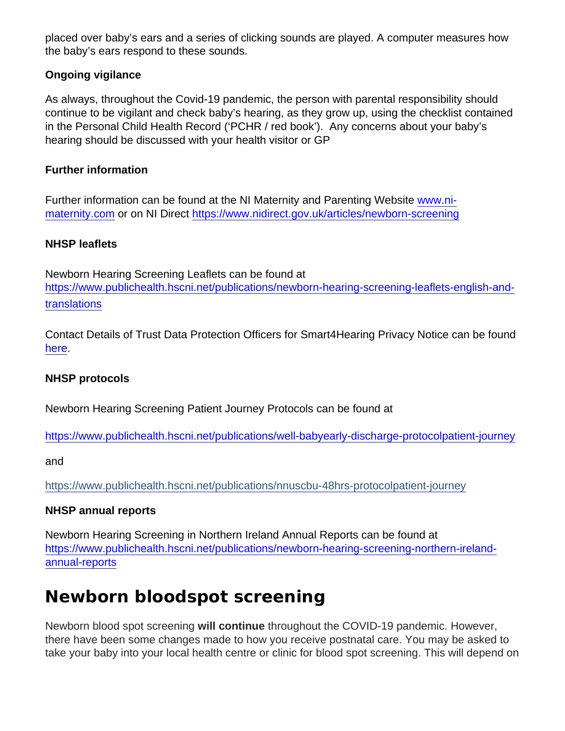placed over baby's ears and a series of clicking sounds are played. A computer measures how the baby's ears respond to these sounds.

**Ongoing vigilance**

As always, throughout the Covid-19 pandemic, the person with parental responsibility should continue to be vigilant and check baby's hearing, as they grow up, using the checklist contained in the Personal Child Health Record ('PCHR / red book'). Any concerns about your baby's hearing should be discussed with your health visitor or GP

**Further information**

Further information can be found at the NI Maternity and Parenting Website [www.ni-maternity.com](www.ni-maternity.com) or on NI Direct [https://www.nidirect.gov.uk/articles/newborn-screening](https://www.nidirect.gov.uk/articles/newborn-screening)

**NHSP leaflets**

Newborn Hearing Screening Leaflets can be found at [https://www.publichealth.hscni.net/publications/newborn-hearing-screening-leaflets-english-and-translations](https://www.publichealth.hscni.net/publications/newborn-hearing-screening-leaflets-english-and-translations)

Contact Details of Trust Data Protection Officers for Smart4Hearing Privacy Notice can be found here.

**NHSP protocols**

Newborn Hearing Screening Patient Journey Protocols can be found at

[https://www.publichealth.hscni.net/publications/well-babyearly-discharge-protocolpatient-journey](https://www.publichealth.hscni.net/publications/well-babyearly-discharge-protocolpatient-journey)

and

[https://www.publichealth.hscni.net/publications/nnuscbu-48hrs-protocolpatient-journey](https://www.publichealth.hscni.net/publications/nnuscbu-48hrs-protocolpatient-journey)

**NHSP annual reports**

Newborn Hearing Screening in Northern Ireland Annual Reports can be found at [https://www.publichealth.hscni.net/publications/newborn-hearing-screening-northern-ireland-annual-reports](https://www.publichealth.hscni.net/publications/newborn-hearing-screening-northern-ireland-annual-reports)

## Newborn bloodspot screening

Newborn blood spot screening **will continue** throughout the COVID-19 pandemic. However, there have been some changes made to how you receive postnatal care. You may be asked to take your baby into your local health centre or clinic for blood spot screening. This will depend on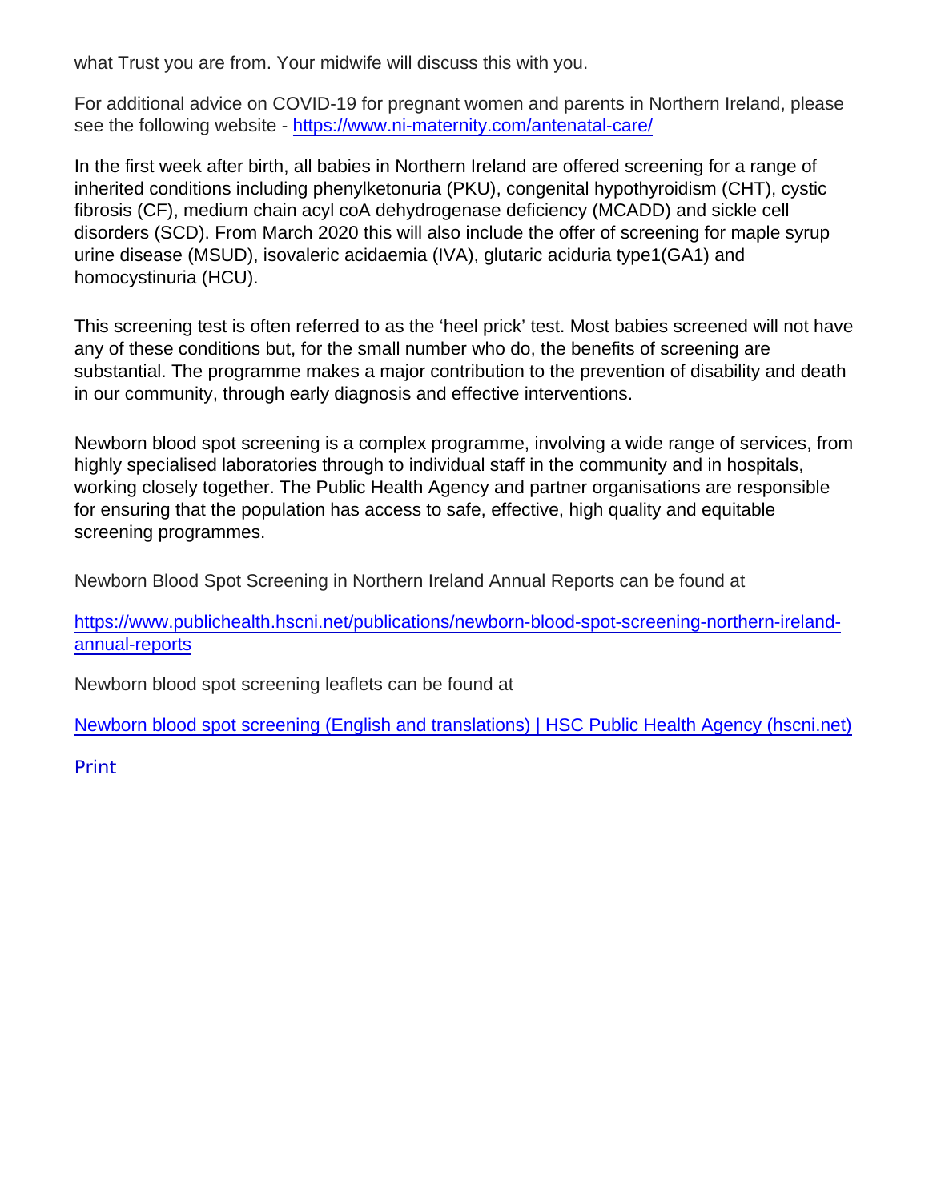what Trust you are from. Your midwife will discuss this with you.

For additional advice on COVID-19 for pregnant women and parents in Northern Ireland, please see the following website - [https://www.ni-maternity.com/antenatal-care/](https://www.ni-maternity.com/antenatal-care/)

In the first week after birth, all babies in Northern Ireland are offered screening for a range of inherited conditions including phenylketonuria (PKU), congenital hypothyroidism (CHT), cystic fibrosis (CF), medium chain acyl coA dehydrogenase deficiency (MCADD) and sickle cell disorders (SCD). From March 2020 this will also include the offer of screening for maple syrup urine disease (MSUD), isovaleric acidaemia (IVA), glutaric aciduria type1(GA1) and homocystinuria (HCU).

This screening test is often referred to as the 'heel prick' test. Most babies screened will not have any of these conditions but, for the small number who do, the benefits of screening are substantial. The programme makes a major contribution to the prevention of disability and death in our community, through early diagnosis and effective interventions.

Newborn blood spot screening is a complex programme, involving a wide range of services, from highly specialised laboratories through to individual staff in the community and in hospitals, working closely together. The Public Health Agency and partner organisations are responsible for ensuring that the population has access to safe, effective, high quality and equitable screening programmes.

Newborn Blood Spot Screening in Northern Ireland Annual Reports can be found at

[https://www.publichealth.hscni.net/publications/newborn-blood-spot-screening-northern-ireland-annual-reports](https://www.publichealth.hscni.net/publications/newborn-blood-spot-screening-northern-ireland-annual-reports)

Newborn blood spot screening leaflets can be found at

Newborn blood spot screening (English and translations) | HSC Public Health Agency (hscni.net)

Print